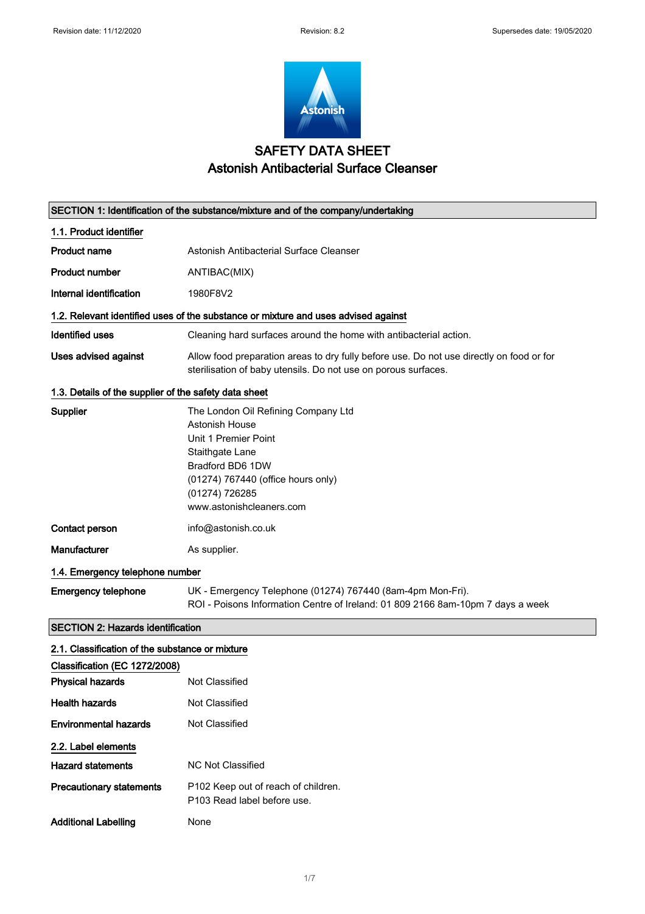# SAFETY DATA SHEET
## Astonish Antibacterial Surface Cleanser

### SECTION 1: Identification of the substance/mixture and of the company/undertaking

**1.1. Product identifier**

| | |
|---|---|
| **Product name** | Astonish Antibacterial Surface Cleanser |
| **Product number** | ANTIBAC(MIX) |
| **Internal identification** | 1980F8V2 |

**1.2. Relevant identified uses of the substance or mixture and uses advised against**

| | |
|---|---|
| **Identified uses** | Cleaning hard surfaces around the home with antibacterial action. |
| **Uses advised against** | Allow food preparation areas to dry fully before use. Do not use directly on food or for sterilisation of baby utensils. Do not use on porous surfaces. |

**1.3. Details of the supplier of the safety data sheet**

| | |
|---|---|
| **Supplier** | The London Oil Refining Company Ltd<br>Astonish House<br>Unit 1 Premier Point<br>Staithgate Lane<br>Bradford BD6 1DW<br>(01274) 767440 (office hours only)<br>(01274) 726285<br>www.astonishcleaners.com |
| **Contact person** | info@astonish.co.uk |
| **Manufacturer** | As supplier. |

**1.4. Emergency telephone number**

| | |
|---|---|
| **Emergency telephone** | UK - Emergency Telephone (01274) 767440 (8am-4pm Mon-Fri).<br>ROI - Poisons Information Centre of Ireland: 01 809 2166 8am-10pm 7 days a week |

### SECTION 2: Hazards identification

**2.1. Classification of the substance or mixture**

**Classification (EC 1272/2008)**

| | |
|---|---|
| **Physical hazards** | Not Classified |
| **Health hazards** | Not Classified |
| **Environmental hazards** | Not Classified |

**2.2. Label elements**

| | |
|---|---|
| **Hazard statements** | NC Not Classified |
| **Precautionary statements** | P102 Keep out of reach of children.<br>P103 Read label before use. |
| **Additional Labelling** | None |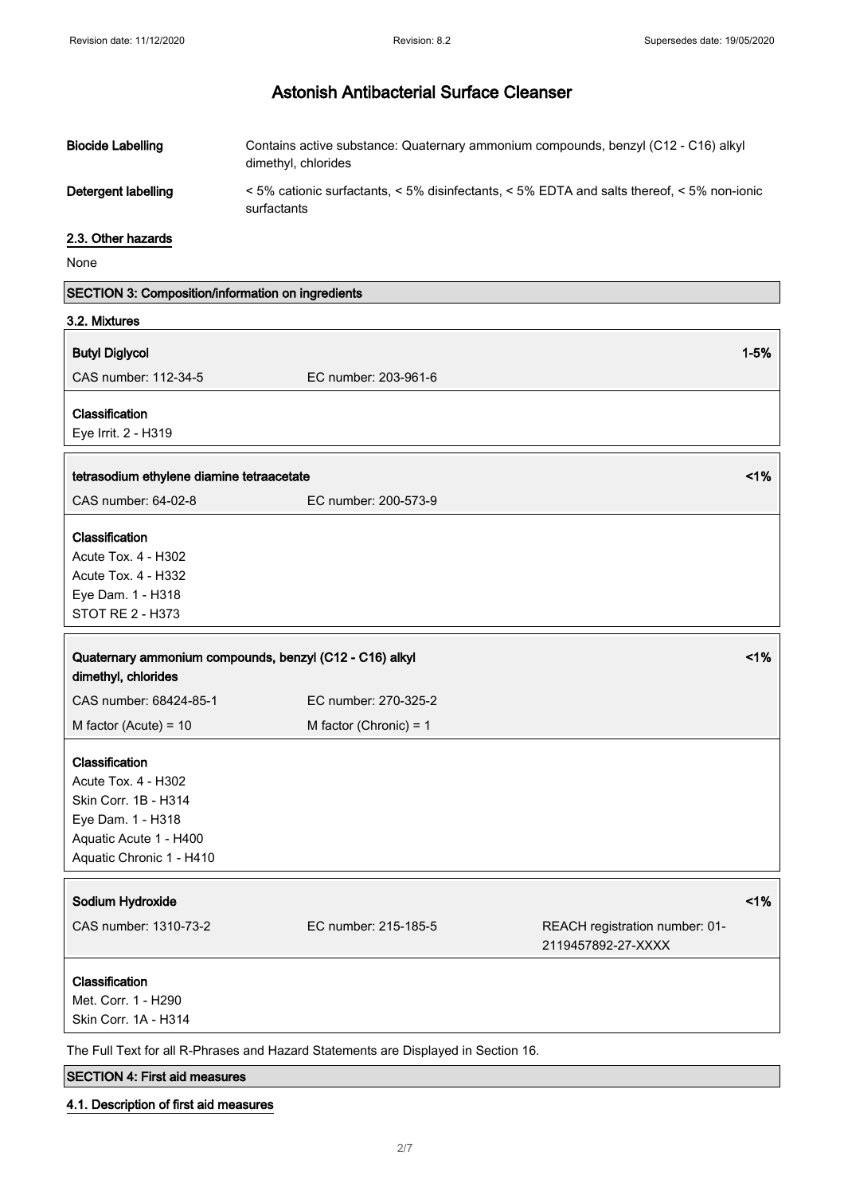# Astonish Antibacterial Surface Cleanser

**Biocide Labelling** Contains active substance: Quaternary ammonium compounds, benzyl (C12 - C16) alkyl dimethyl, chlorides

**Detergent labelling** < 5% cationic surfactants, < 5% disinfectants, < 5% EDTA and salts thereof, < 5% non-ionic surfactants

## 2.3. Other hazards

None

## SECTION 3: Composition/information on ingredients

### 3.2. Mixtures

**Butyl Diglycol** — 1-5%

CAS number: 112-34-5 — EC number: 203-961-6

**Classification**
Eye Irrit. 2 - H319

**tetrasodium ethylene diamine tetraacetate** — <1%

CAS number: 64-02-8 — EC number: 200-573-9

**Classification**
Acute Tox. 4 - H302
Acute Tox. 4 - H332
Eye Dam. 1 - H318
STOT RE 2 - H373

**Quaternary ammonium compounds, benzyl (C12 - C16) alkyl dimethyl, chlorides** — <1%

CAS number: 68424-85-1 — EC number: 270-325-2

M factor (Acute) = 10 — M factor (Chronic) = 1

**Classification**
Acute Tox. 4 - H302
Skin Corr. 1B - H314
Eye Dam. 1 - H318
Aquatic Acute 1 - H400
Aquatic Chronic 1 - H410

**Sodium Hydroxide** — <1%

CAS number: 1310-73-2 — EC number: 215-185-5 — REACH registration number: 01-2119457892-27-XXXX

**Classification**
Met. Corr. 1 - H290
Skin Corr. 1A - H314

The Full Text for all R-Phrases and Hazard Statements are Displayed in Section 16.

## SECTION 4: First aid measures

### 4.1. Description of first aid measures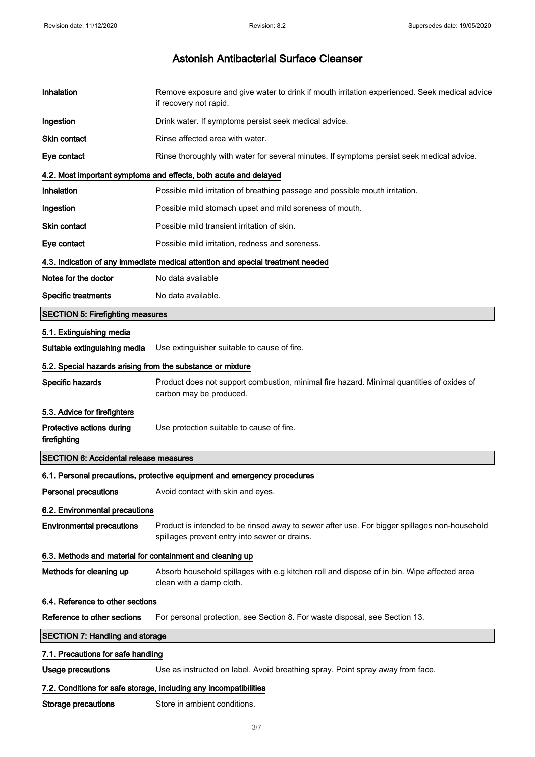| | |
|---|---|
| **Inhalation** | Remove exposure and give water to drink if mouth irritation experienced. Seek medical advice if recovery not rapid. |
| **Ingestion** | Drink water. If symptoms persist seek medical advice. |
| **Skin contact** | Rinse affected area with water. |
| **Eye contact** | Rinse thoroughly with water for several minutes. If symptoms persist seek medical advice. |

### 4.2. Most important symptoms and effects, both acute and delayed

| | |
|---|---|
| **Inhalation** | Possible mild irritation of breathing passage and possible mouth irritation. |
| **Ingestion** | Possible mild stomach upset and mild soreness of mouth. |
| **Skin contact** | Possible mild transient irritation of skin. |
| **Eye contact** | Possible mild irritation, redness and soreness. |

### 4.3. Indication of any immediate medical attention and special treatment needed

| | |
|---|---|
| **Notes for the doctor** | No data avaliable |
| **Specific treatments** | No data available. |

## SECTION 5: Firefighting measures

### 5.1. Extinguishing media

| | |
|---|---|
| **Suitable extinguishing media** | Use extinguisher suitable to cause of fire. |

### 5.2. Special hazards arising from the substance or mixture

| | |
|---|---|
| **Specific hazards** | Product does not support combustion, minimal fire hazard. Minimal quantities of oxides of carbon may be produced. |

### 5.3. Advice for firefighters

| | |
|---|---|
| **Protective actions during firefighting** | Use protection suitable to cause of fire. |

## SECTION 6: Accidental release measures

### 6.1. Personal precautions, protective equipment and emergency procedures

| | |
|---|---|
| **Personal precautions** | Avoid contact with skin and eyes. |

### 6.2. Environmental precautions

| | |
|---|---|
| **Environmental precautions** | Product is intended to be rinsed away to sewer after use. For bigger spillages non-household spillages prevent entry into sewer or drains. |

### 6.3. Methods and material for containment and cleaning up

| | |
|---|---|
| **Methods for cleaning up** | Absorb household spillages with e.g kitchen roll and dispose of in bin. Wipe affected area clean with a damp cloth. |

### 6.4. Reference to other sections

| | |
|---|---|
| **Reference to other sections** | For personal protection, see Section 8. For waste disposal, see Section 13. |

## SECTION 7: Handling and storage

### 7.1. Precautions for safe handling

| | |
|---|---|
| **Usage precautions** | Use as instructed on label. Avoid breathing spray. Point spray away from face. |

### 7.2. Conditions for safe storage, including any incompatibilities

| | |
|---|---|
| **Storage precautions** | Store in ambient conditions. |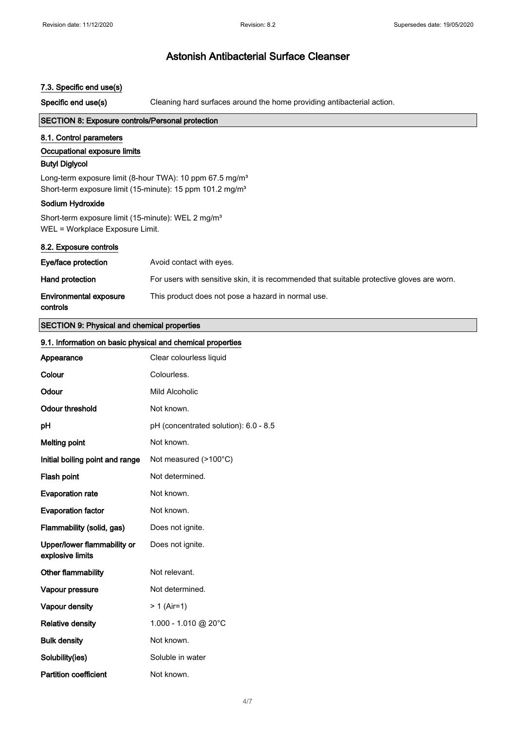# Astonish Antibacterial Surface Cleanser

### 7.3. Specific end use(s)

| | |
|---|---|
| **Specific end use(s)** | Cleaning hard surfaces around the home providing antibacterial action. |

## SECTION 8: Exposure controls/Personal protection

### 8.1. Control parameters

#### Occupational exposure limits

**Butyl Diglycol**

Long-term exposure limit (8-hour TWA): 10 ppm 67.5 mg/m³
Short-term exposure limit (15-minute): 15 ppm 101.2 mg/m³

**Sodium Hydroxide**

Short-term exposure limit (15-minute): WEL 2 mg/m³
WEL = Workplace Exposure Limit.

### 8.2. Exposure controls

| | |
|---|---|
| **Eye/face protection** | Avoid contact with eyes. |
| **Hand protection** | For users with sensitive skin, it is recommended that suitable protective gloves are worn. |
| **Environmental exposure controls** | This product does not pose a hazard in normal use. |

## SECTION 9: Physical and chemical properties

### 9.1. Information on basic physical and chemical properties

| | |
|---|---|
| **Appearance** | Clear colourless liquid |
| **Colour** | Colourless. |
| **Odour** | Mild Alcoholic |
| **Odour threshold** | Not known. |
| **pH** | pH (concentrated solution): 6.0 - 8.5 |
| **Melting point** | Not known. |
| **Initial boiling point and range** | Not measured (>100°C) |
| **Flash point** | Not determined. |
| **Evaporation rate** | Not known. |
| **Evaporation factor** | Not known. |
| **Flammability (solid, gas)** | Does not ignite. |
| **Upper/lower flammability or explosive limits** | Does not ignite. |
| **Other flammability** | Not relevant. |
| **Vapour pressure** | Not determined. |
| **Vapour density** | > 1 (Air=1) |
| **Relative density** | 1.000 - 1.010 @ 20°C |
| **Bulk density** | Not known. |
| **Solubility(ies)** | Soluble in water |
| **Partition coefficient** | Not known. |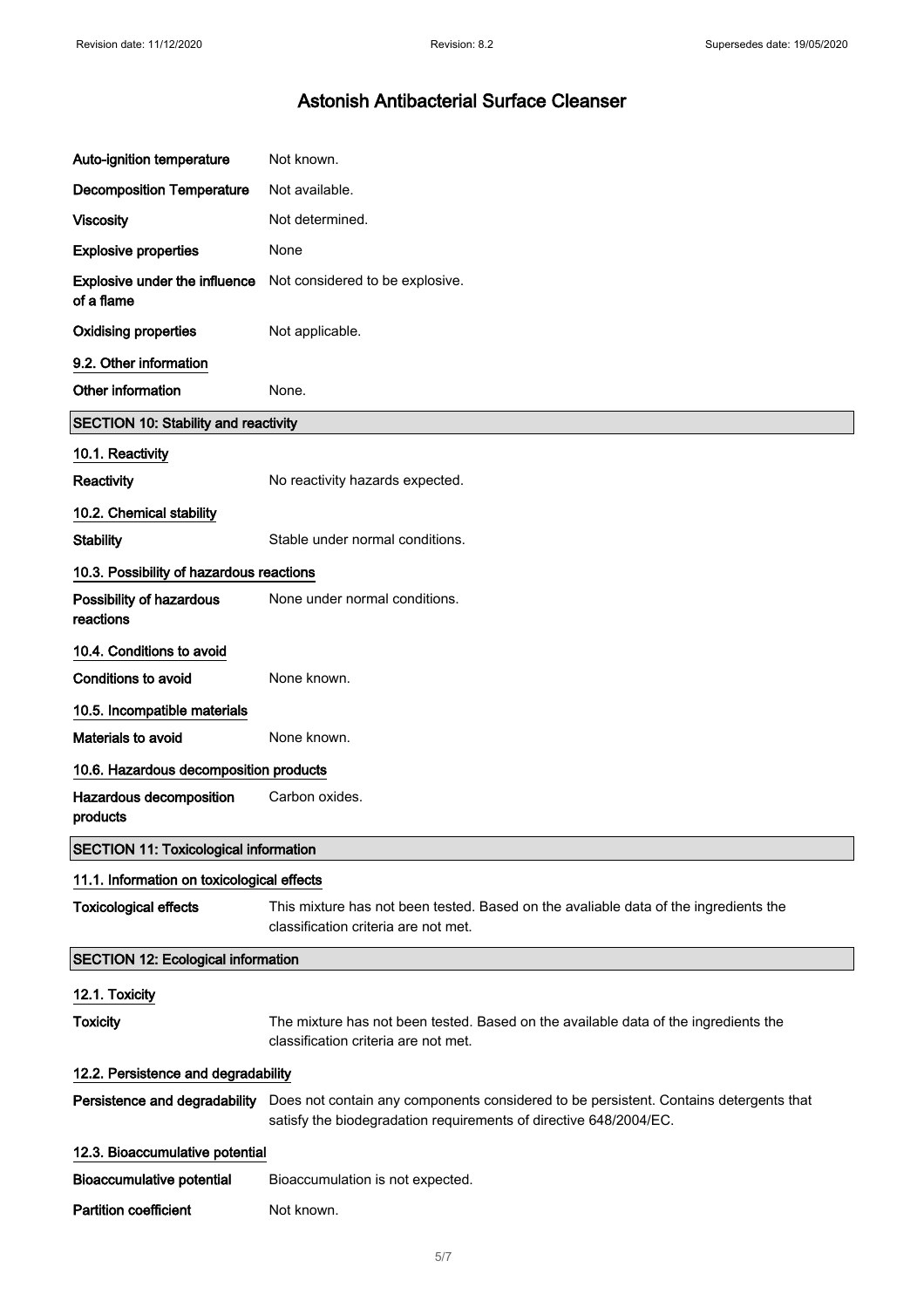| | |
|---|---|
| **Auto-ignition temperature** | Not known. |
| **Decomposition Temperature** | Not available. |
| **Viscosity** | Not determined. |
| **Explosive properties** | None |
| **Explosive under the influence of a flame** | Not considered to be explosive. |
| **Oxidising properties** | Not applicable. |

### 9.2. Other information

| | |
|---|---|
| **Other information** | None. |

## SECTION 10: Stability and reactivity

### 10.1. Reactivity

| | |
|---|---|
| **Reactivity** | No reactivity hazards expected. |

### 10.2. Chemical stability

| | |
|---|---|
| **Stability** | Stable under normal conditions. |

### 10.3. Possibility of hazardous reactions

| | |
|---|---|
| **Possibility of hazardous reactions** | None under normal conditions. |

### 10.4. Conditions to avoid

| | |
|---|---|
| **Conditions to avoid** | None known. |

### 10.5. Incompatible materials

| | |
|---|---|
| **Materials to avoid** | None known. |

### 10.6. Hazardous decomposition products

| | |
|---|---|
| **Hazardous decomposition products** | Carbon oxides. |

## SECTION 11: Toxicological information

### 11.1. Information on toxicological effects

| | |
|---|---|
| **Toxicological effects** | This mixture has not been tested. Based on the avaliable data of the ingredients the classification criteria are not met. |

## SECTION 12: Ecological information

### 12.1. Toxicity

| | |
|---|---|
| **Toxicity** | The mixture has not been tested. Based on the available data of the ingredients the classification criteria are not met. |

### 12.2. Persistence and degradability

| | |
|---|---|
| **Persistence and degradability** | Does not contain any components considered to be persistent. Contains detergents that satisfy the biodegradation requirements of directive 648/2004/EC. |

### 12.3. Bioaccumulative potential

| | |
|---|---|
| **Bioaccumulative potential** | Bioaccumulation is not expected. |
| **Partition coefficient** | Not known. |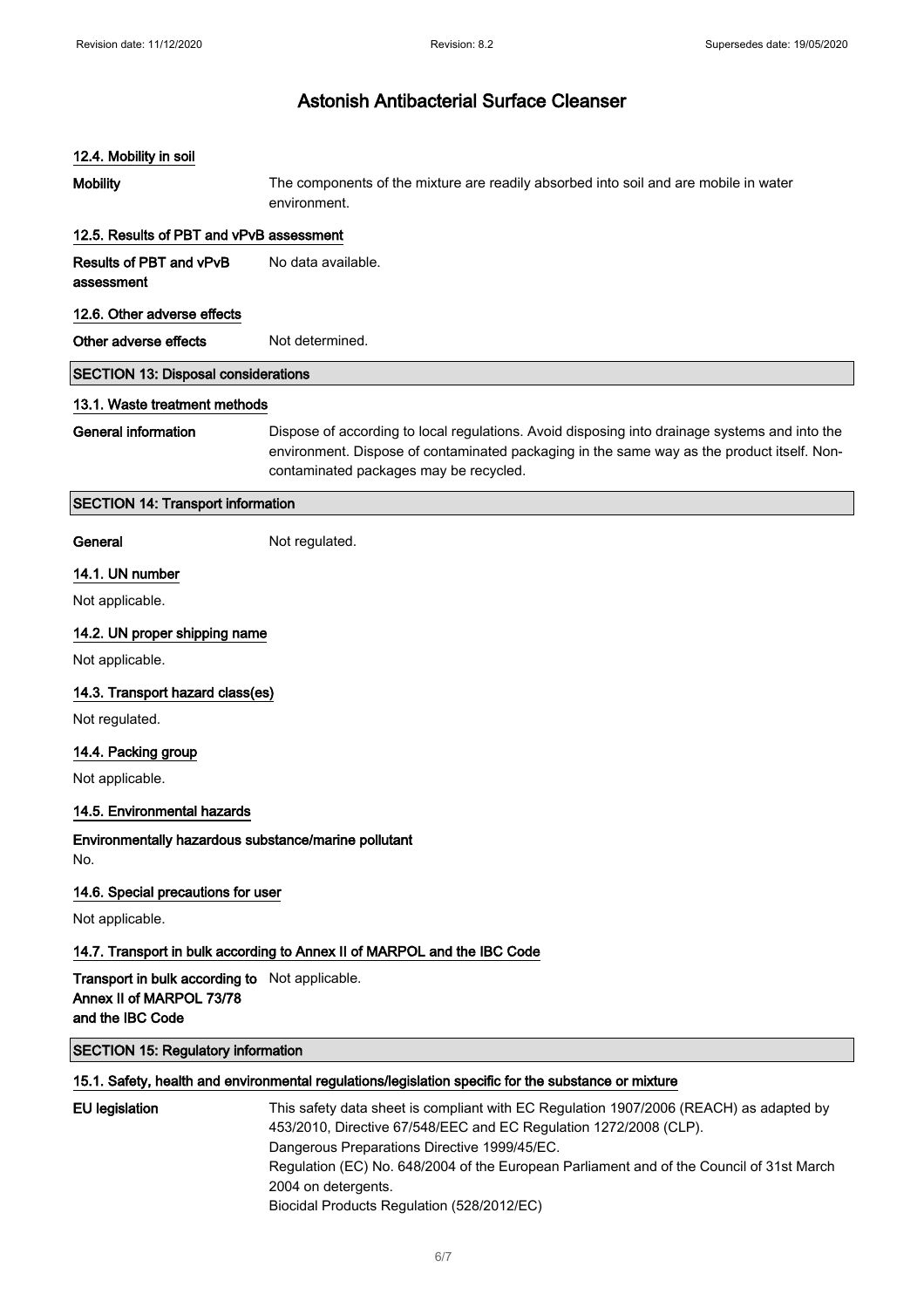# Astonish Antibacterial Surface Cleanser

### 12.4. Mobility in soil

**Mobility** The components of the mixture are readily absorbed into soil and are mobile in water environment.

### 12.5. Results of PBT and vPvB assessment

**Results of PBT and vPvB assessment** No data available.

### 12.6. Other adverse effects

**Other adverse effects** Not determined.

## SECTION 13: Disposal considerations

### 13.1. Waste treatment methods

**General information** Dispose of according to local regulations. Avoid disposing into drainage systems and into the environment. Dispose of contaminated packaging in the same way as the product itself. Non-contaminated packages may be recycled.

## SECTION 14: Transport information

**General** Not regulated.

### 14.1. UN number

Not applicable.

### 14.2. UN proper shipping name

Not applicable.

### 14.3. Transport hazard class(es)

Not regulated.

### 14.4. Packing group

Not applicable.

### 14.5. Environmental hazards

**Environmentally hazardous substance/marine pollutant**

No.

### 14.6. Special precautions for user

Not applicable.

### 14.7. Transport in bulk according to Annex II of MARPOL and the IBC Code

**Transport in bulk according to Annex II of MARPOL 73/78 and the IBC Code** Not applicable.

## SECTION 15: Regulatory information

### 15.1. Safety, health and environmental regulations/legislation specific for the substance or mixture

**EU legislation** This safety data sheet is compliant with EC Regulation 1907/2006 (REACH) as adapted by 453/2010, Directive 67/548/EEC and EC Regulation 1272/2008 (CLP).
Dangerous Preparations Directive 1999/45/EC.
Regulation (EC) No. 648/2004 of the European Parliament and of the Council of 31st March 2004 on detergents.
Biocidal Products Regulation (528/2012/EC)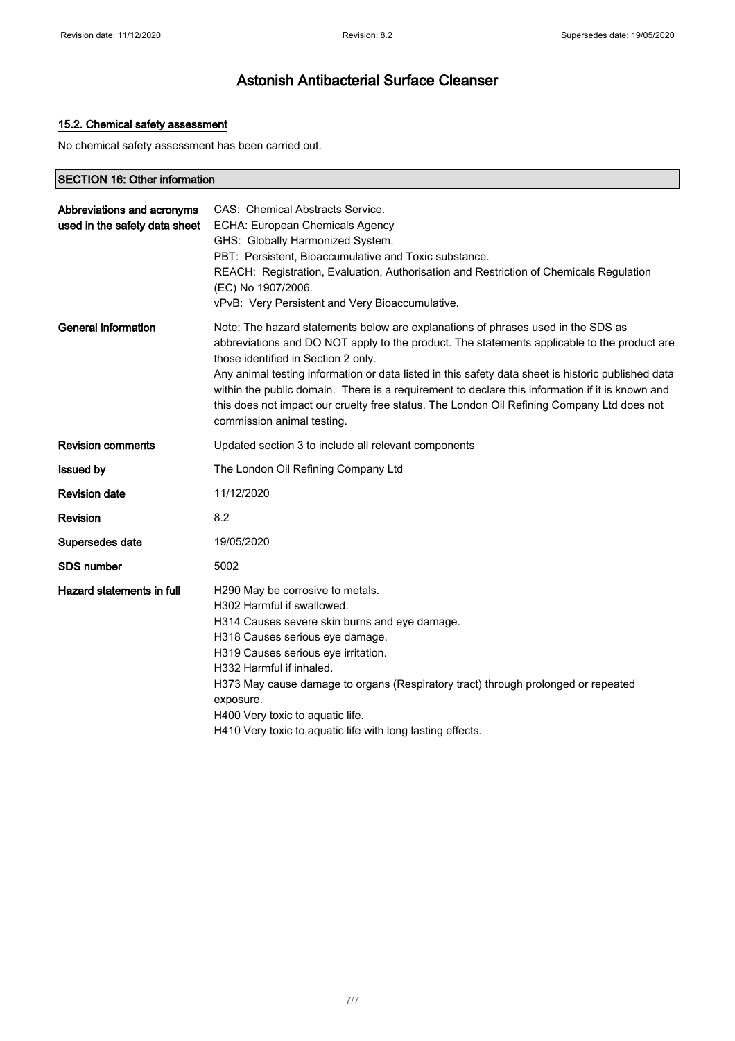# Astonish Antibacterial Surface Cleanser

### 15.2. Chemical safety assessment

No chemical safety assessment has been carried out.

## SECTION 16: Other information

| | |
|---|---|
| **Abbreviations and acronyms used in the safety data sheet** | CAS: Chemical Abstracts Service.<br>ECHA: European Chemicals Agency<br>GHS: Globally Harmonized System.<br>PBT: Persistent, Bioaccumulative and Toxic substance.<br>REACH: Registration, Evaluation, Authorisation and Restriction of Chemicals Regulation (EC) No 1907/2006.<br>vPvB: Very Persistent and Very Bioaccumulative. |
| **General information** | Note: The hazard statements below are explanations of phrases used in the SDS as abbreviations and DO NOT apply to the product. The statements applicable to the product are those identified in Section 2 only.<br>Any animal testing information or data listed in this safety data sheet is historic published data within the public domain. There is a requirement to declare this information if it is known and this does not impact our cruelty free status. The London Oil Refining Company Ltd does not commission animal testing. |
| **Revision comments** | Updated section 3 to include all relevant components |
| **Issued by** | The London Oil Refining Company Ltd |
| **Revision date** | 11/12/2020 |
| **Revision** | 8.2 |
| **Supersedes date** | 19/05/2020 |
| **SDS number** | 5002 |
| **Hazard statements in full** | H290 May be corrosive to metals.<br>H302 Harmful if swallowed.<br>H314 Causes severe skin burns and eye damage.<br>H318 Causes serious eye damage.<br>H319 Causes serious eye irritation.<br>H332 Harmful if inhaled.<br>H373 May cause damage to organs (Respiratory tract) through prolonged or repeated exposure.<br>H400 Very toxic to aquatic life.<br>H410 Very toxic to aquatic life with long lasting effects. |